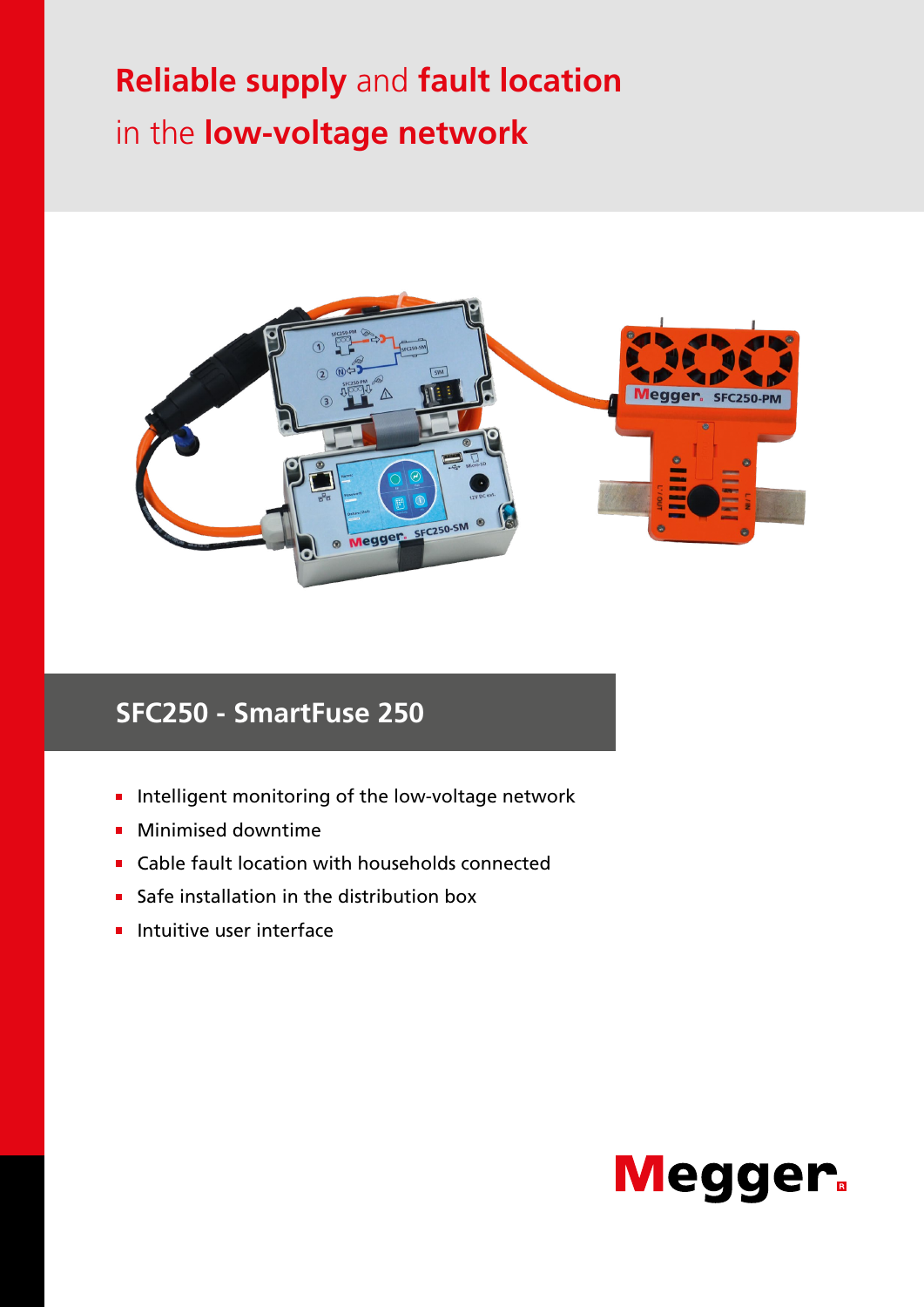# Reliable supply and fault location in the low-voltage network

## SFC250 - SmartFuse 250

- Intelligent monitoring of the low-voltage network
- Minimised downtime
- Cable fault location with households connected
- Safe installation in the distribution box
- Intuitive user interface

Megger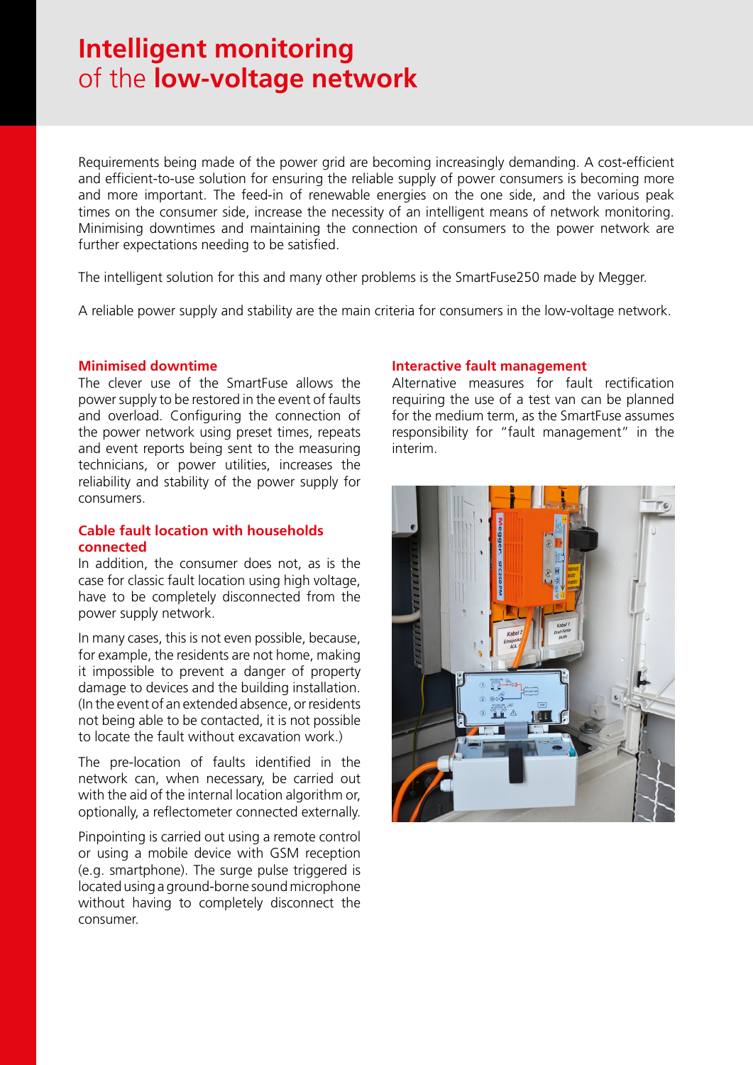# Intelligent monitoring of the **low-voltage network**

Requirements being made of the power grid are becoming increasingly demanding. A cost-efficient and efficient-to-use solution for ensuring the reliable supply of power consumers is becoming more and more important. The feed-in of renewable energies on the one side, and the various peak times on the consumer side, increase the necessity of an intelligent means of network monitoring. Minimising downtimes and maintaining the connection of consumers to the power network are further expectations needing to be satisfied.

The intelligent solution for this and many other problems is the SmartFuse250 made by Megger.

A reliable power supply and stability are the main criteria for consumers in the low-voltage network.

### Minimised downtime

The clever use of the SmartFuse allows the power supply to be restored in the event of faults and overload. Configuring the connection of the power network using preset times, repeats and event reports being sent to the measuring technicians, or power utilities, increases the reliability and stability of the power supply for consumers.

### Cable fault location with households connected

In addition, the consumer does not, as is the case for classic fault location using high voltage, have to be completely disconnected from the power supply network.

In many cases, this is not even possible, because, for example, the residents are not home, making it impossible to prevent a danger of property damage to devices and the building installation. (In the event of an extended absence, or residents not being able to be contacted, it is not possible to locate the fault without excavation work.)

The pre-location of faults identified in the network can, when necessary, be carried out with the aid of the internal location algorithm or, optionally, a reflectometer connected externally.

Pinpointing is carried out using a remote control or using a mobile device with GSM reception (e.g. smartphone). The surge pulse triggered is located using a ground-borne sound microphone without having to completely disconnect the consumer.

### Interactive fault management

Alternative measures for fault rectification requiring the use of a test van can be planned for the medium term, as the SmartFuse assumes responsibility for "fault management" in the interim.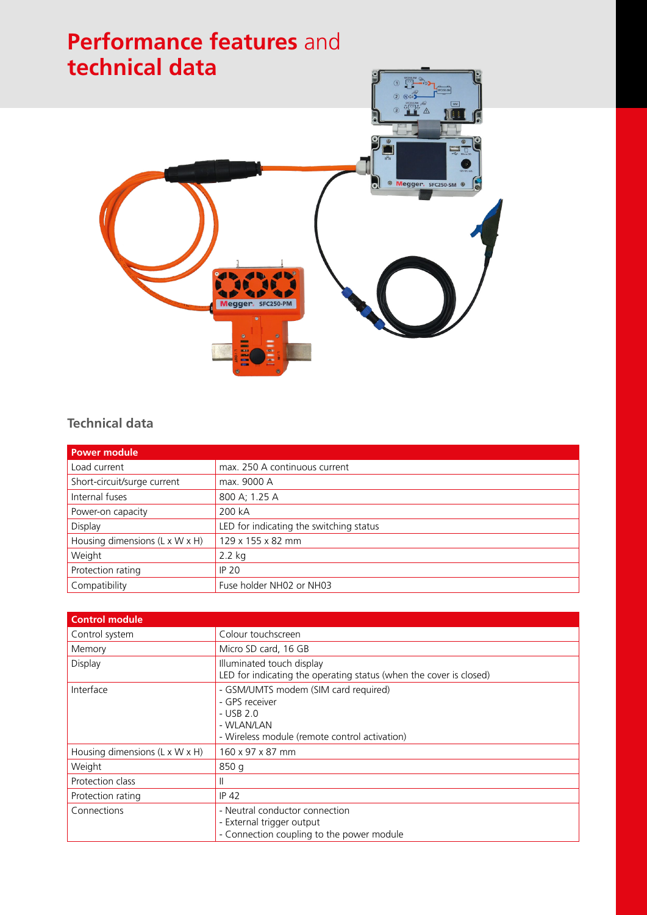# **Performance features** and **technical data**

## Technical data

| Power module | |
|---|---|
| Load current | max. 250 A continuous current |
| Short-circuit/surge current | max. 9000 A |
| Internal fuses | 800 A; 1.25 A |
| Power-on capacity | 200 kA |
| Display | LED for indicating the switching status |
| Housing dimensions (L x W x H) | 129 x 155 x 82 mm |
| Weight | 2.2 kg |
| Protection rating | IP 20 |
| Compatibility | Fuse holder NH02 or NH03 |

| Control module | |
|---|---|
| Control system | Colour touchscreen |
| Memory | Micro SD card, 16 GB |
| Display | Illuminated touch display<br>LED for indicating the operating status (when the cover is closed) |
| Interface | - GSM/UMTS modem (SIM card required)<br>- GPS receiver<br>- USB 2.0<br>- WLAN/LAN<br>- Wireless module (remote control activation) |
| Housing dimensions (L x W x H) | 160 x 97 x 87 mm |
| Weight | 850 g |
| Protection class | II |
| Protection rating | IP 42 |
| Connections | - Neutral conductor connection<br>- External trigger output<br>- Connection coupling to the power module |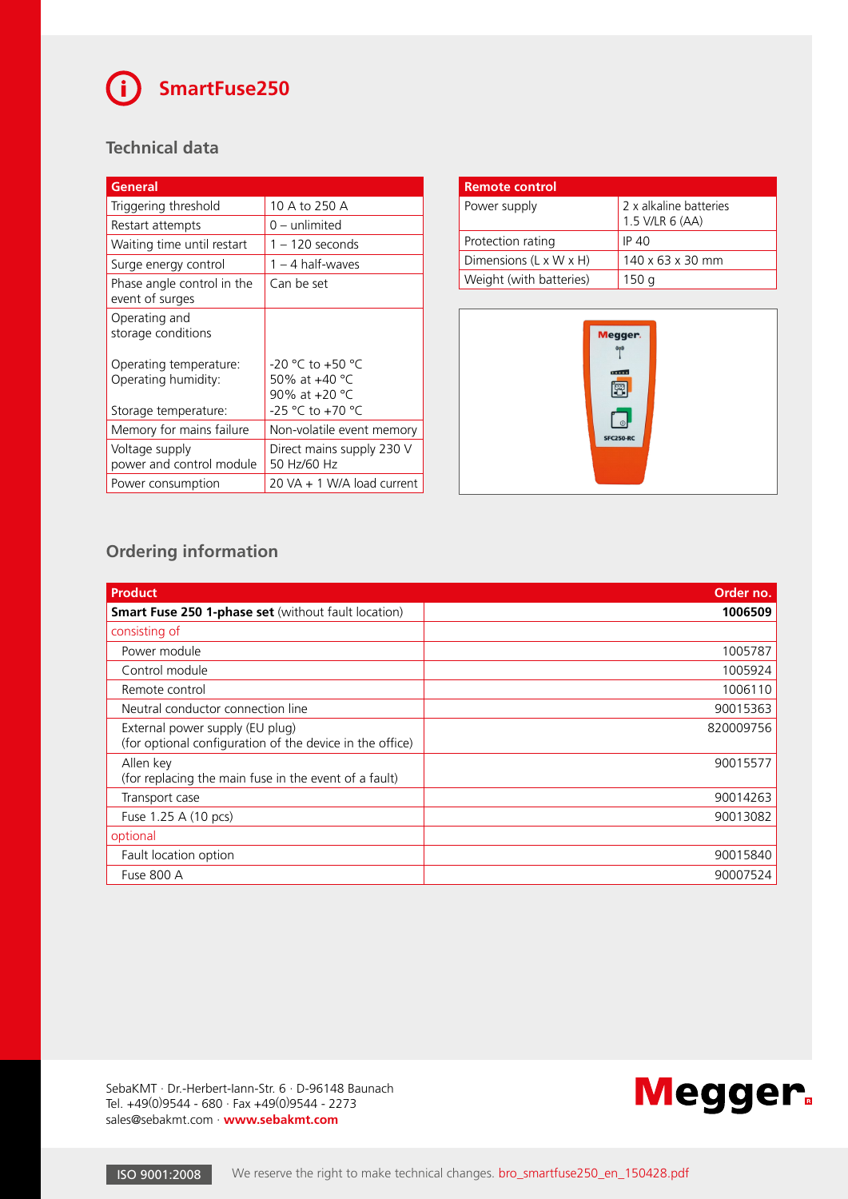# SmartFuse250

## Technical data

| General | |
|---|---|
| Triggering threshold | 10 A to 250 A |
| Restart attempts | 0 – unlimited |
| Waiting time until restart | 1 – 120 seconds |
| Surge energy control | 1 – 4 half-waves |
| Phase angle control in the event of surges | Can be set |
| Operating and storage conditions<br><br>Operating temperature:<br>Operating humidity:<br><br>Storage temperature: | <br><br>-20 °C to +50 °C<br>50% at +40 °C<br>90% at +20 °C<br>-25 °C to +70 °C |
| Memory for mains failure | Non-volatile event memory |
| Voltage supply power and control module | Direct mains supply 230 V 50 Hz/60 Hz |
| Power consumption | 20 VA + 1 W/A load current |

| Remote control | |
|---|---|
| Power supply | 2 x alkaline batteries 1.5 V/LR 6 (AA) |
| Protection rating | IP 40 |
| Dimensions (L x W x H) | 140 x 63 x 30 mm |
| Weight (with batteries) | 150 g |

## Ordering information

| Product | Order no. |
|---|---|
| **Smart Fuse 250 1-phase set** (without fault location) | **1006509** |
| consisting of | |
| Power module | 1005787 |
| Control module | 1005924 |
| Remote control | 1006110 |
| Neutral conductor connection line | 90015363 |
| External power supply (EU plug)<br>(for optional configuration of the device in the office) | 820009756 |
| Allen key<br>(for replacing the main fuse in the event of a fault) | 90015577 |
| Transport case | 90014263 |
| Fuse 1.25 A (10 pcs) | 90013082 |
| optional | |
| Fault location option | 90015840 |
| Fuse 800 A | 90007524 |

SebaKMT · Dr.-Herbert-Iann-Str. 6 · D-96148 Baunach
Tel. +49(0)9544 - 680 · Fax +49(0)9544 - 2273
sales@sebakmt.com · **www.sebakmt.com**

Megger

ISO 9001:2008 We reserve the right to make technical changes. bro_smartfuse250_en_150428.pdf